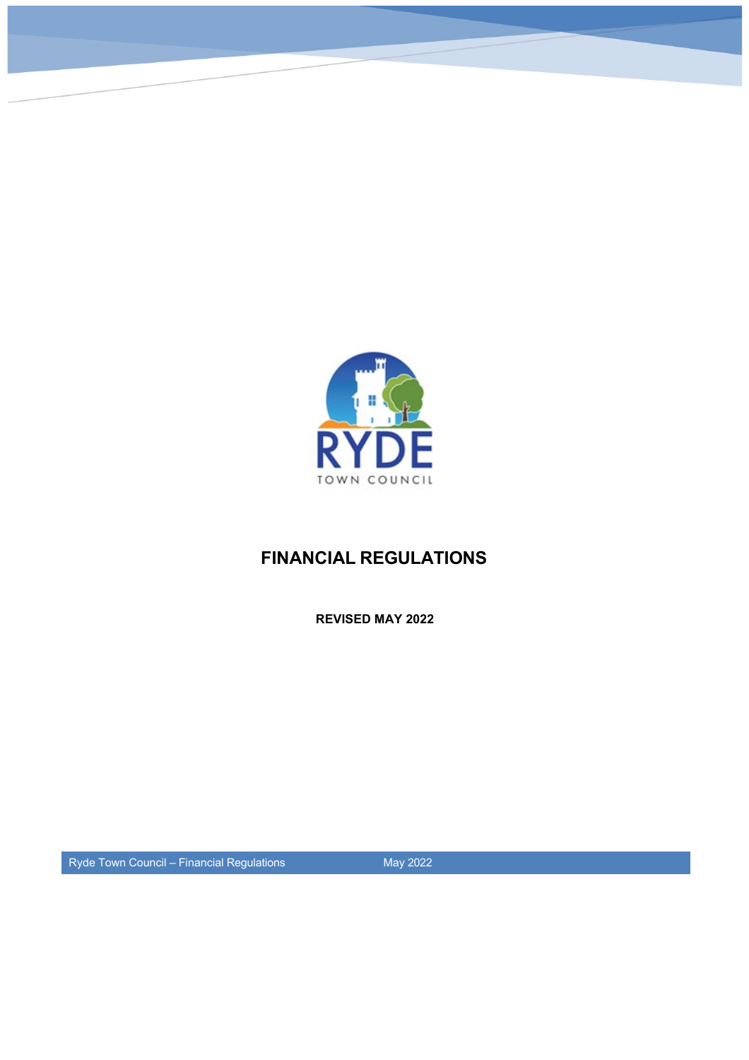RYDE

TOWN COUNCIL

# FINANCIAL REGULATIONS

**REVISED MAY 2022**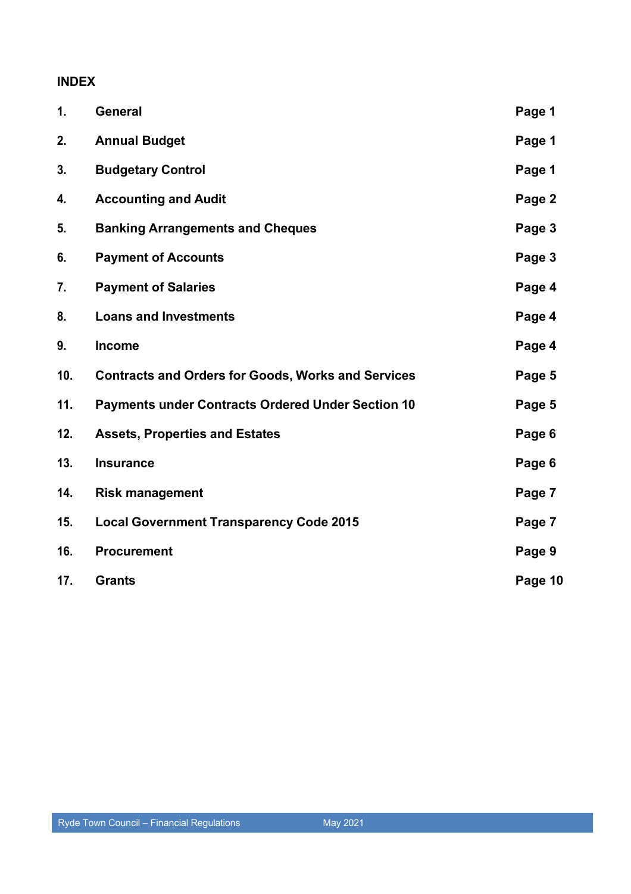## INDEX

| | | |
|---|---|---|
| 1. | General | Page 1 |
| 2. | Annual Budget | Page 1 |
| 3. | Budgetary Control | Page 1 |
| 4. | Accounting and Audit | Page 2 |
| 5. | Banking Arrangements and Cheques | Page 3 |
| 6. | Payment of Accounts | Page 3 |
| 7. | Payment of Salaries | Page 4 |
| 8. | Loans and Investments | Page 4 |
| 9. | Income | Page 4 |
| 10. | Contracts and Orders for Goods, Works and Services | Page 5 |
| 11. | Payments under Contracts Ordered Under Section 10 | Page 5 |
| 12. | Assets, Properties and Estates | Page 6 |
| 13. | Insurance | Page 6 |
| 14. | Risk management | Page 7 |
| 15. | Local Government Transparency Code 2015 | Page 7 |
| 16. | Procurement | Page 9 |
| 17. | Grants | Page 10 |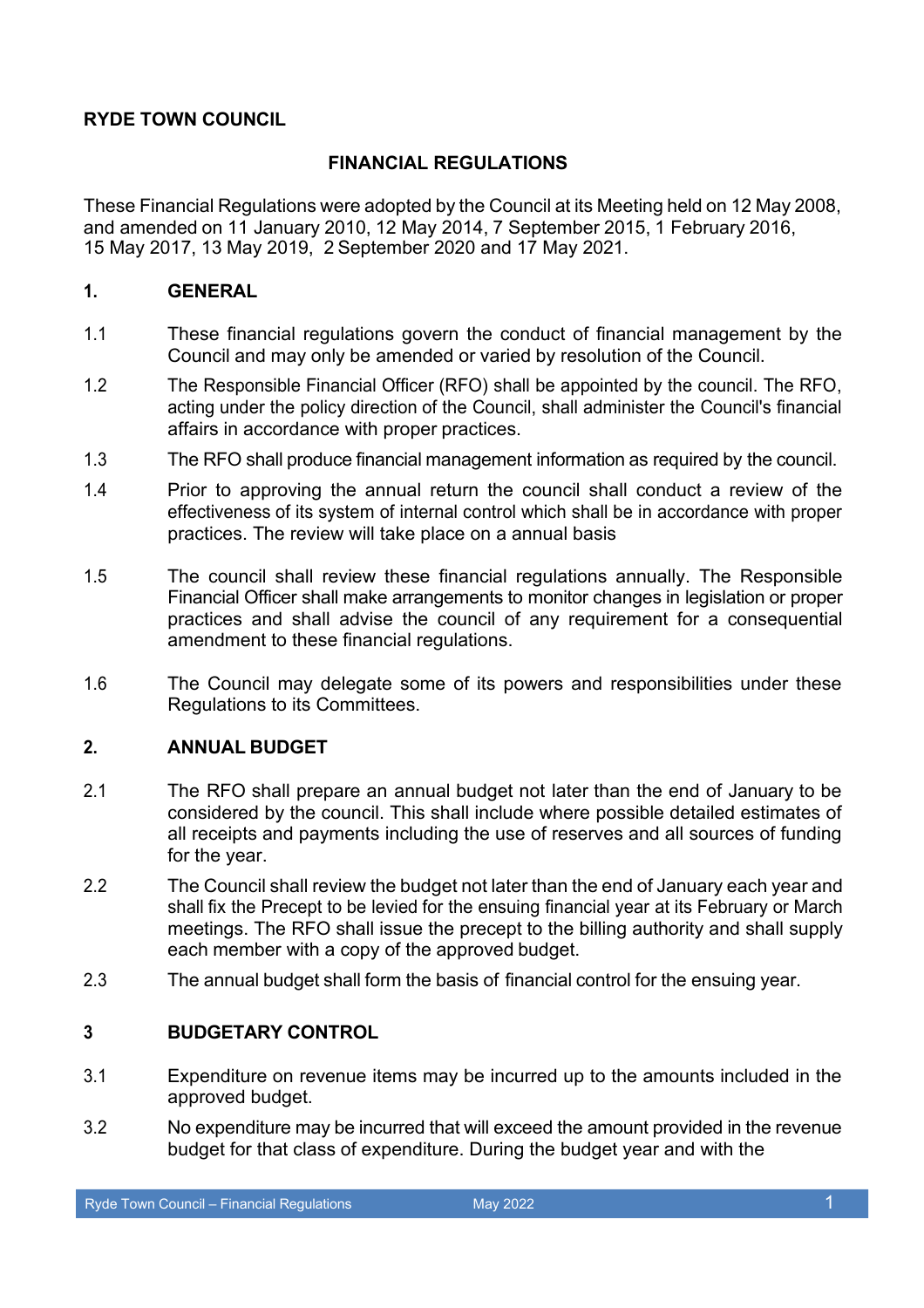**RYDE TOWN COUNCIL**

**FINANCIAL REGULATIONS**

These Financial Regulations were adopted by the Council at its Meeting held on 12 May 2008, and amended on 11 January 2010, 12 May 2014, 7 September 2015, 1 February 2016, 15 May 2017, 13 May 2019, 2 September 2020 and 17 May 2021.

## 1. GENERAL

1.1 These financial regulations govern the conduct of financial management by the Council and may only be amended or varied by resolution of the Council.

1.2 The Responsible Financial Officer (RFO) shall be appointed by the council. The RFO, acting under the policy direction of the Council, shall administer the Council's financial affairs in accordance with proper practices.

1.3 The RFO shall produce financial management information as required by the council.

1.4 Prior to approving the annual return the council shall conduct a review of the effectiveness of its system of internal control which shall be in accordance with proper practices. The review will take place on a annual basis

1.5 The council shall review these financial regulations annually. The Responsible Financial Officer shall make arrangements to monitor changes in legislation or proper practices and shall advise the council of any requirement for a consequential amendment to these financial regulations.

1.6 The Council may delegate some of its powers and responsibilities under these Regulations to its Committees.

## 2. ANNUAL BUDGET

2.1 The RFO shall prepare an annual budget not later than the end of January to be considered by the council. This shall include where possible detailed estimates of all receipts and payments including the use of reserves and all sources of funding for the year.

2.2 The Council shall review the budget not later than the end of January each year and shall fix the Precept to be levied for the ensuing financial year at its February or March meetings. The RFO shall issue the precept to the billing authority and shall supply each member with a copy of the approved budget.

2.3 The annual budget shall form the basis of financial control for the ensuing year.

## 3 BUDGETARY CONTROL

3.1 Expenditure on revenue items may be incurred up to the amounts included in the approved budget.

3.2 No expenditure may be incurred that will exceed the amount provided in the revenue budget for that class of expenditure. During the budget year and with the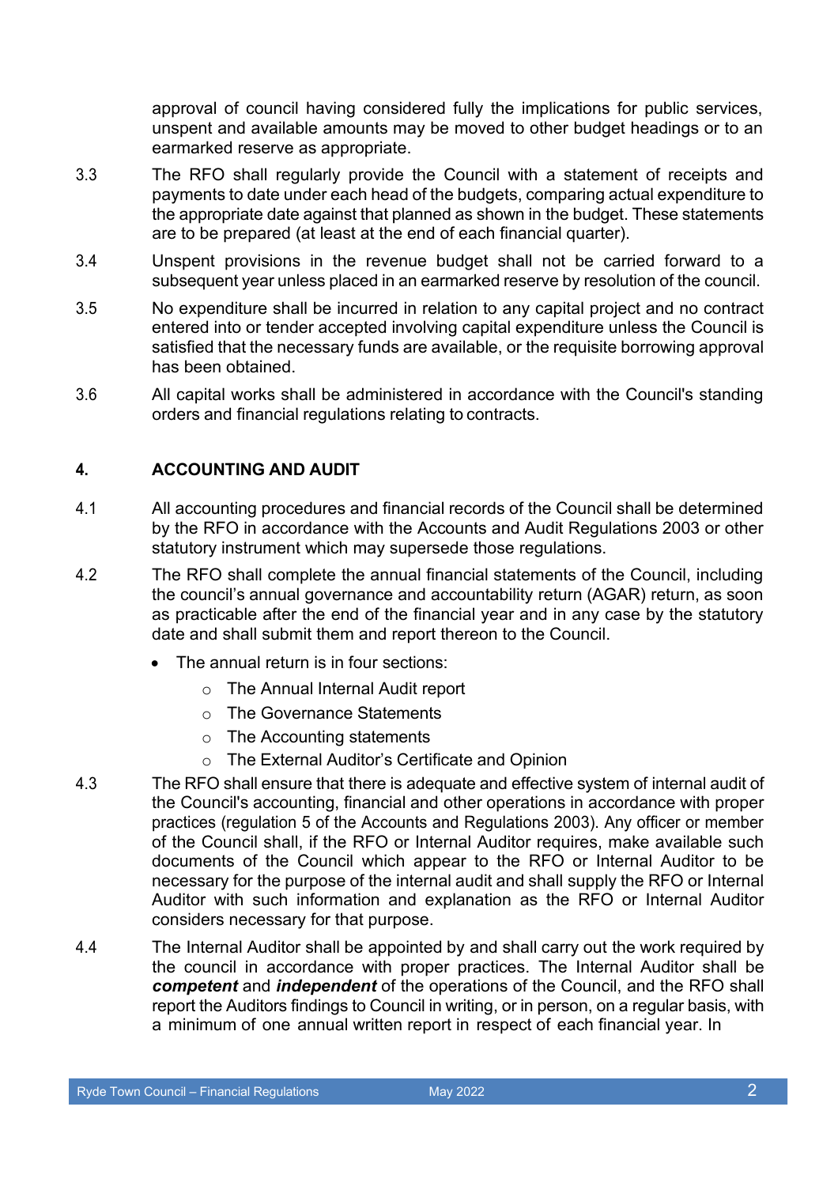approval of council having considered fully the implications for public services, unspent and available amounts may be moved to other budget headings or to an earmarked reserve as appropriate.

3.3 The RFO shall regularly provide the Council with a statement of receipts and payments to date under each head of the budgets, comparing actual expenditure to the appropriate date against that planned as shown in the budget. These statements are to be prepared (at least at the end of each financial quarter).

3.4 Unspent provisions in the revenue budget shall not be carried forward to a subsequent year unless placed in an earmarked reserve by resolution of the council.

3.5 No expenditure shall be incurred in relation to any capital project and no contract entered into or tender accepted involving capital expenditure unless the Council is satisfied that the necessary funds are available, or the requisite borrowing approval has been obtained.

3.6 All capital works shall be administered in accordance with the Council's standing orders and financial regulations relating to contracts.

## 4. ACCOUNTING AND AUDIT

4.1 All accounting procedures and financial records of the Council shall be determined by the RFO in accordance with the Accounts and Audit Regulations 2003 or other statutory instrument which may supersede those regulations.

4.2 The RFO shall complete the annual financial statements of the Council, including the council's annual governance and accountability return (AGAR) return, as soon as practicable after the end of the financial year and in any case by the statutory date and shall submit them and report thereon to the Council.

- The annual return is in four sections:
  - The Annual Internal Audit report
  - The Governance Statements
  - The Accounting statements
  - The External Auditor's Certificate and Opinion

4.3 The RFO shall ensure that there is adequate and effective system of internal audit of the Council's accounting, financial and other operations in accordance with proper practices (regulation 5 of the Accounts and Regulations 2003). Any officer or member of the Council shall, if the RFO or Internal Auditor requires, make available such documents of the Council which appear to the RFO or Internal Auditor to be necessary for the purpose of the internal audit and shall supply the RFO or Internal Auditor with such information and explanation as the RFO or Internal Auditor considers necessary for that purpose.

4.4 The Internal Auditor shall be appointed by and shall carry out the work required by the council in accordance with proper practices. The Internal Auditor shall be ***competent*** and ***independent*** of the operations of the Council, and the RFO shall report the Auditors findings to Council in writing, or in person, on a regular basis, with a minimum of one annual written report in respect of each financial year. In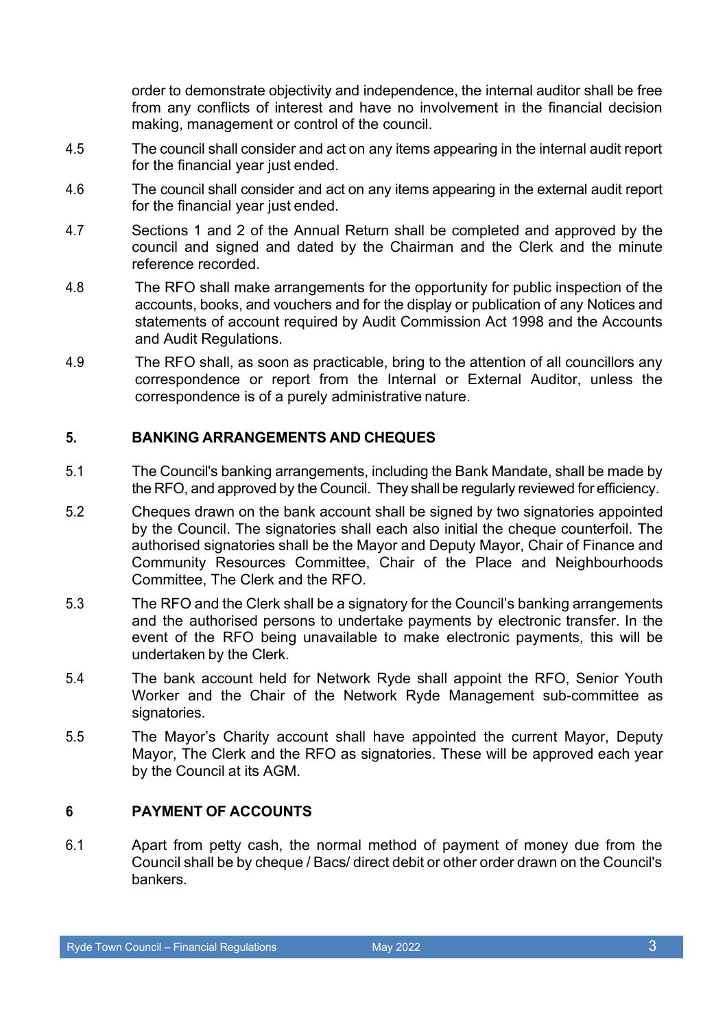order to demonstrate objectivity and independence, the internal auditor shall be free from any conflicts of interest and have no involvement in the financial decision making, management or control of the council.

4.5 The council shall consider and act on any items appearing in the internal audit report for the financial year just ended.

4.6 The council shall consider and act on any items appearing in the external audit report for the financial year just ended.

4.7 Sections 1 and 2 of the Annual Return shall be completed and approved by the council and signed and dated by the Chairman and the Clerk and the minute reference recorded.

4.8 The RFO shall make arrangements for the opportunity for public inspection of the accounts, books, and vouchers and for the display or publication of any Notices and statements of account required by Audit Commission Act 1998 and the Accounts and Audit Regulations.

4.9 The RFO shall, as soon as practicable, bring to the attention of all councillors any correspondence or report from the Internal or External Auditor, unless the correspondence is of a purely administrative nature.

## 5. BANKING ARRANGEMENTS AND CHEQUES

5.1 The Council's banking arrangements, including the Bank Mandate, shall be made by the RFO, and approved by the Council. They shall be regularly reviewed for efficiency.

5.2 Cheques drawn on the bank account shall be signed by two signatories appointed by the Council. The signatories shall each also initial the cheque counterfoil. The authorised signatories shall be the Mayor and Deputy Mayor, Chair of Finance and Community Resources Committee, Chair of the Place and Neighbourhoods Committee, The Clerk and the RFO.

5.3 The RFO and the Clerk shall be a signatory for the Council's banking arrangements and the authorised persons to undertake payments by electronic transfer. In the event of the RFO being unavailable to make electronic payments, this will be undertaken by the Clerk.

5.4 The bank account held for Network Ryde shall appoint the RFO, Senior Youth Worker and the Chair of the Network Ryde Management sub-committee as signatories.

5.5 The Mayor's Charity account shall have appointed the current Mayor, Deputy Mayor, The Clerk and the RFO as signatories. These will be approved each year by the Council at its AGM.

## 6 PAYMENT OF ACCOUNTS

6.1 Apart from petty cash, the normal method of payment of money due from the Council shall be by cheque / Bacs/ direct debit or other order drawn on the Council's bankers.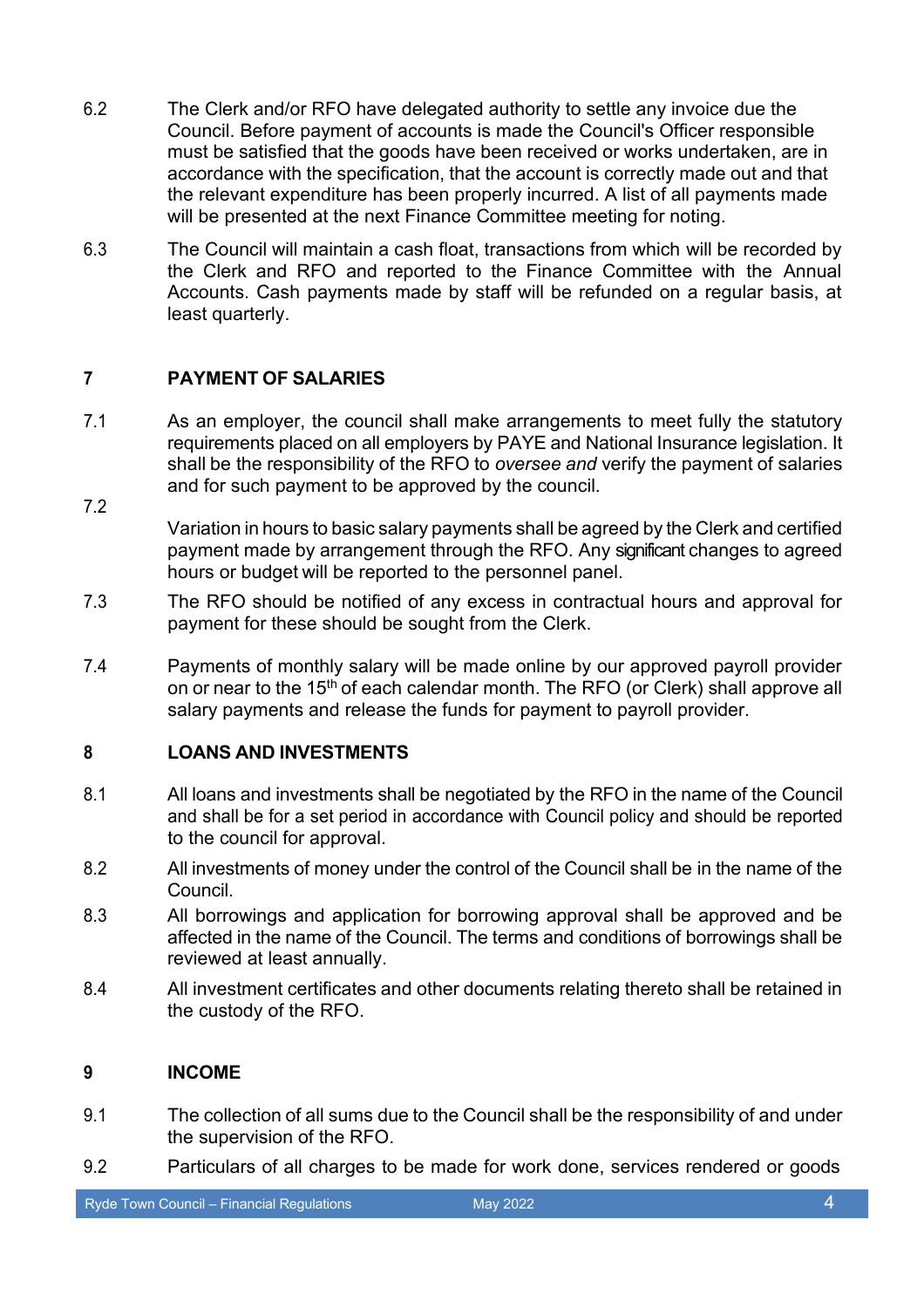6.2 The Clerk and/or RFO have delegated authority to settle any invoice due the Council. Before payment of accounts is made the Council's Officer responsible must be satisfied that the goods have been received or works undertaken, are in accordance with the specification, that the account is correctly made out and that the relevant expenditure has been properly incurred. A list of all payments made will be presented at the next Finance Committee meeting for noting.

6.3 The Council will maintain a cash float, transactions from which will be recorded by the Clerk and RFO and reported to the Finance Committee with the Annual Accounts. Cash payments made by staff will be refunded on a regular basis, at least quarterly.

## 7 PAYMENT OF SALARIES

7.1 As an employer, the council shall make arrangements to meet fully the statutory requirements placed on all employers by PAYE and National Insurance legislation. It shall be the responsibility of the RFO to *oversee and* verify the payment of salaries and for such payment to be approved by the council.

7.2 Variation in hours to basic salary payments shall be agreed by the Clerk and certified payment made by arrangement through the RFO. Any significant changes to agreed hours or budget will be reported to the personnel panel.

7.3 The RFO should be notified of any excess in contractual hours and approval for payment for these should be sought from the Clerk.

7.4 Payments of monthly salary will be made online by our approved payroll provider on or near to the 15th of each calendar month. The RFO (or Clerk) shall approve all salary payments and release the funds for payment to payroll provider.

## 8 LOANS AND INVESTMENTS

8.1 All loans and investments shall be negotiated by the RFO in the name of the Council and shall be for a set period in accordance with Council policy and should be reported to the council for approval.

8.2 All investments of money under the control of the Council shall be in the name of the Council.

8.3 All borrowings and application for borrowing approval shall be approved and be affected in the name of the Council. The terms and conditions of borrowings shall be reviewed at least annually.

8.4 All investment certificates and other documents relating thereto shall be retained in the custody of the RFO.

## 9 INCOME

9.1 The collection of all sums due to the Council shall be the responsibility of and under the supervision of the RFO.

9.2 Particulars of all charges to be made for work done, services rendered or goods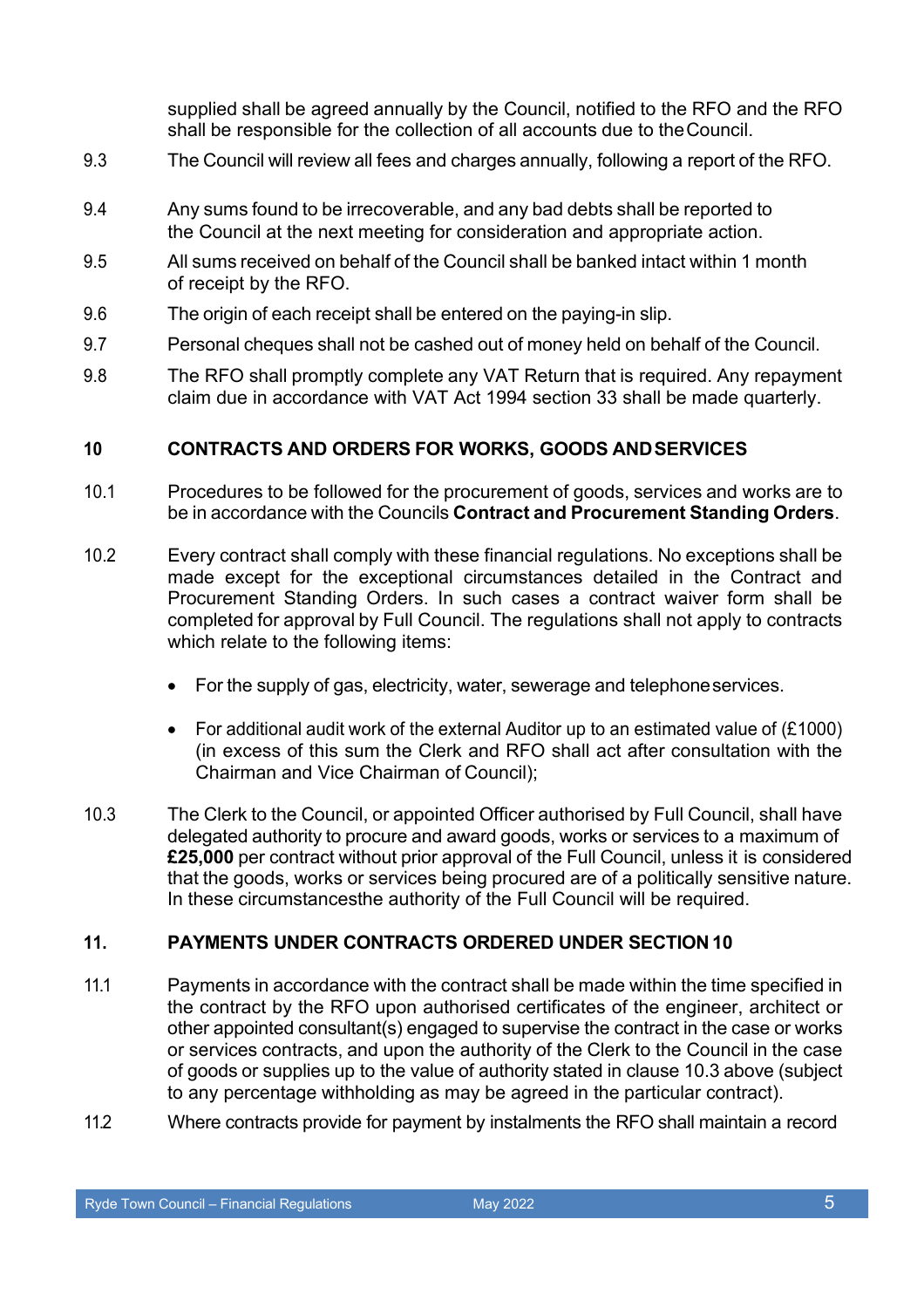supplied shall be agreed annually by the Council, notified to the RFO and the RFO shall be responsible for the collection of all accounts due to the Council.

9.3 The Council will review all fees and charges annually, following a report of the RFO.

9.4 Any sums found to be irrecoverable, and any bad debts shall be reported to the Council at the next meeting for consideration and appropriate action.

9.5 All sums received on behalf of the Council shall be banked intact within 1 month of receipt by the RFO.

9.6 The origin of each receipt shall be entered on the paying-in slip.

9.7 Personal cheques shall not be cashed out of money held on behalf of the Council.

9.8 The RFO shall promptly complete any VAT Return that is required. Any repayment claim due in accordance with VAT Act 1994 section 33 shall be made quarterly.

## 10 CONTRACTS AND ORDERS FOR WORKS, GOODS AND SERVICES

10.1 Procedures to be followed for the procurement of goods, services and works are to be in accordance with the Councils **Contract and Procurement Standing Orders**.

10.2 Every contract shall comply with these financial regulations. No exceptions shall be made except for the exceptional circumstances detailed in the Contract and Procurement Standing Orders. In such cases a contract waiver form shall be completed for approval by Full Council. The regulations shall not apply to contracts which relate to the following items:

- For the supply of gas, electricity, water, sewerage and telephone services.
- For additional audit work of the external Auditor up to an estimated value of (£1000) (in excess of this sum the Clerk and RFO shall act after consultation with the Chairman and Vice Chairman of Council);

10.3 The Clerk to the Council, or appointed Officer authorised by Full Council, shall have delegated authority to procure and award goods, works or services to a maximum of **£25,000** per contract without prior approval of the Full Council, unless it is considered that the goods, works or services being procured are of a politically sensitive nature. In these circumstancesthe authority of the Full Council will be required.

## 11. PAYMENTS UNDER CONTRACTS ORDERED UNDER SECTION 10

11.1 Payments in accordance with the contract shall be made within the time specified in the contract by the RFO upon authorised certificates of the engineer, architect or other appointed consultant(s) engaged to supervise the contract in the case or works or services contracts, and upon the authority of the Clerk to the Council in the case of goods or supplies up to the value of authority stated in clause 10.3 above (subject to any percentage withholding as may be agreed in the particular contract).

11.2 Where contracts provide for payment by instalments the RFO shall maintain a record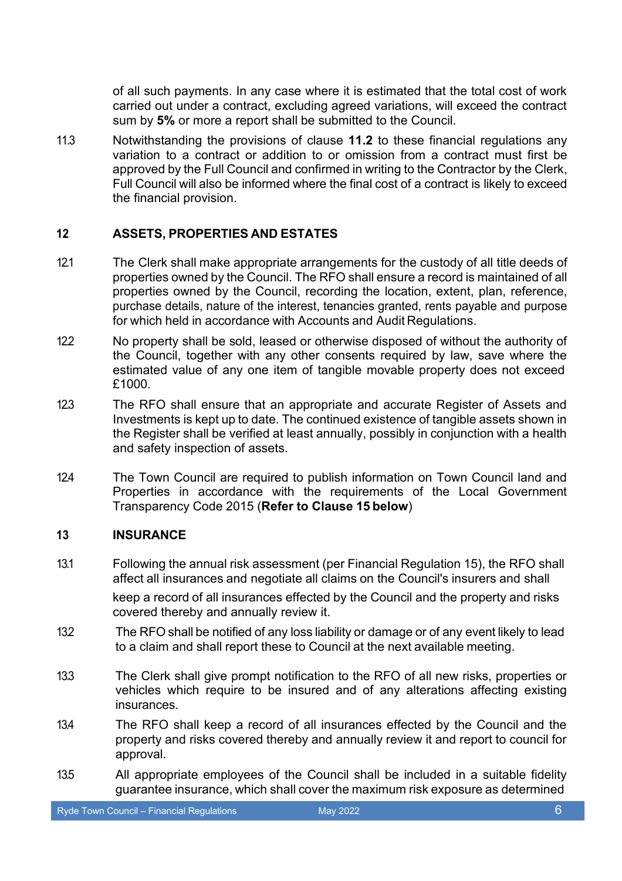of all such payments. In any case where it is estimated that the total cost of work carried out under a contract, excluding agreed variations, will exceed the contract sum by **5%** or more a report shall be submitted to the Council.

11.3 Notwithstanding the provisions of clause **11.2** to these financial regulations any variation to a contract or addition to or omission from a contract must first be approved by the Full Council and confirmed in writing to the Contractor by the Clerk, Full Council will also be informed where the final cost of a contract is likely to exceed the financial provision.

## 12 ASSETS, PROPERTIES AND ESTATES

12.1 The Clerk shall make appropriate arrangements for the custody of all title deeds of properties owned by the Council. The RFO shall ensure a record is maintained of all properties owned by the Council, recording the location, extent, plan, reference, purchase details, nature of the interest, tenancies granted, rents payable and purpose for which held in accordance with Accounts and Audit Regulations.

12.2 No property shall be sold, leased or otherwise disposed of without the authority of the Council, together with any other consents required by law, save where the estimated value of any one item of tangible movable property does not exceed £1000.

12.3 The RFO shall ensure that an appropriate and accurate Register of Assets and Investments is kept up to date. The continued existence of tangible assets shown in the Register shall be verified at least annually, possibly in conjunction with a health and safety inspection of assets.

12.4 The Town Council are required to publish information on Town Council land and Properties in accordance with the requirements of the Local Government Transparency Code 2015 (**Refer to Clause 15 below**)

## 13 INSURANCE

13.1 Following the annual risk assessment (per Financial Regulation 15), the RFO shall affect all insurances and negotiate all claims on the Council's insurers and shall keep a record of all insurances effected by the Council and the property and risks covered thereby and annually review it.

13.2 The RFO shall be notified of any loss liability or damage or of any event likely to lead to a claim and shall report these to Council at the next available meeting.

13.3 The Clerk shall give prompt notification to the RFO of all new risks, properties or vehicles which require to be insured and of any alterations affecting existing insurances.

13.4 The RFO shall keep a record of all insurances effected by the Council and the property and risks covered thereby and annually review it and report to council for approval.

13.5 All appropriate employees of the Council shall be included in a suitable fidelity guarantee insurance, which shall cover the maximum risk exposure as determined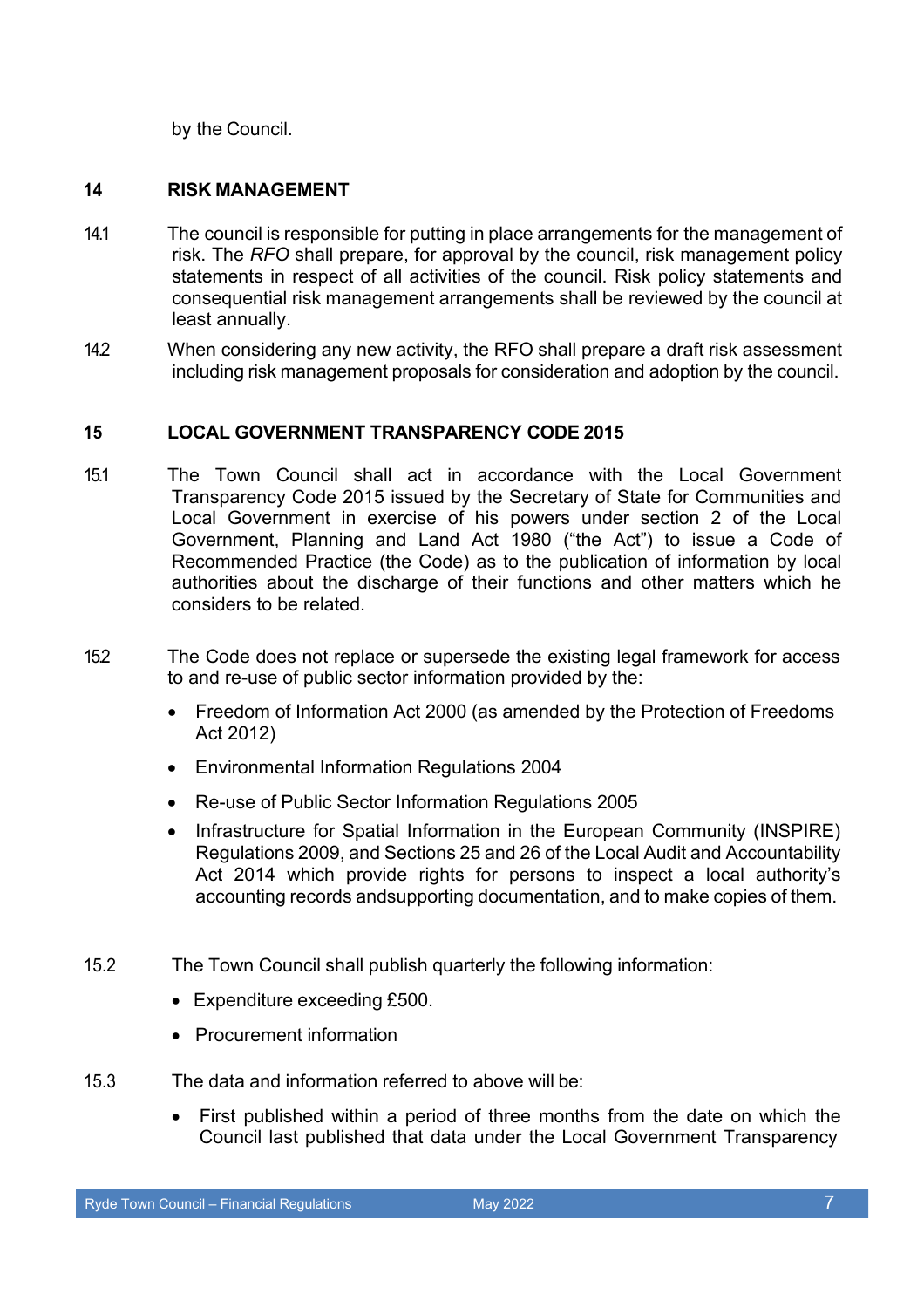by the Council.

## 14 RISK MANAGEMENT

14.1 The council is responsible for putting in place arrangements for the management of risk. The *RFO* shall prepare, for approval by the council, risk management policy statements in respect of all activities of the council. Risk policy statements and consequential risk management arrangements shall be reviewed by the council at least annually.

14.2 When considering any new activity, the RFO shall prepare a draft risk assessment including risk management proposals for consideration and adoption by the council.

## 15 LOCAL GOVERNMENT TRANSPARENCY CODE 2015

15.1 The Town Council shall act in accordance with the Local Government Transparency Code 2015 issued by the Secretary of State for Communities and Local Government in exercise of his powers under section 2 of the Local Government, Planning and Land Act 1980 ("the Act") to issue a Code of Recommended Practice (the Code) as to the publication of information by local authorities about the discharge of their functions and other matters which he considers to be related.

15.2 The Code does not replace or supersede the existing legal framework for access to and re-use of public sector information provided by the:

- Freedom of Information Act 2000 (as amended by the Protection of Freedoms Act 2012)
- Environmental Information Regulations 2004
- Re-use of Public Sector Information Regulations 2005
- Infrastructure for Spatial Information in the European Community (INSPIRE) Regulations 2009, and Sections 25 and 26 of the Local Audit and Accountability Act 2014 which provide rights for persons to inspect a local authority's accounting records andsupporting documentation, and to make copies of them.

15.2 The Town Council shall publish quarterly the following information:

- Expenditure exceeding £500.
- Procurement information

15.3 The data and information referred to above will be:

- First published within a period of three months from the date on which the Council last published that data under the Local Government Transparency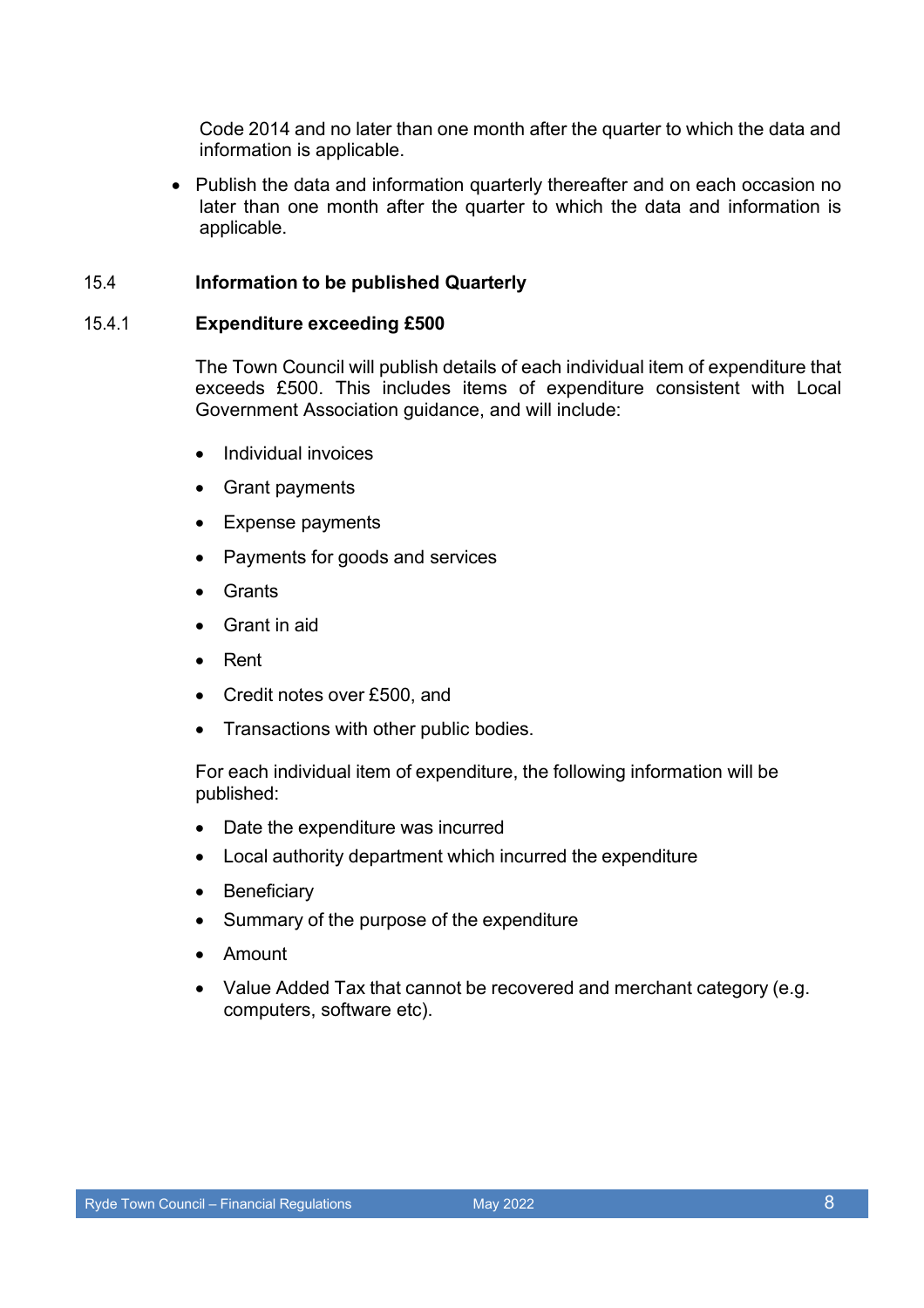Code 2014 and no later than one month after the quarter to which the data and information is applicable.

- Publish the data and information quarterly thereafter and on each occasion no later than one month after the quarter to which the data and information is applicable.

15.4 **Information to be published Quarterly**

15.4.1 **Expenditure exceeding £500**

The Town Council will publish details of each individual item of expenditure that exceeds £500. This includes items of expenditure consistent with Local Government Association guidance, and will include:

- Individual invoices
- Grant payments
- Expense payments
- Payments for goods and services
- Grants
- Grant in aid
- Rent
- Credit notes over £500, and
- Transactions with other public bodies.

For each individual item of expenditure, the following information will be published:

- Date the expenditure was incurred
- Local authority department which incurred the expenditure
- Beneficiary
- Summary of the purpose of the expenditure
- Amount
- Value Added Tax that cannot be recovered and merchant category (e.g. computers, software etc).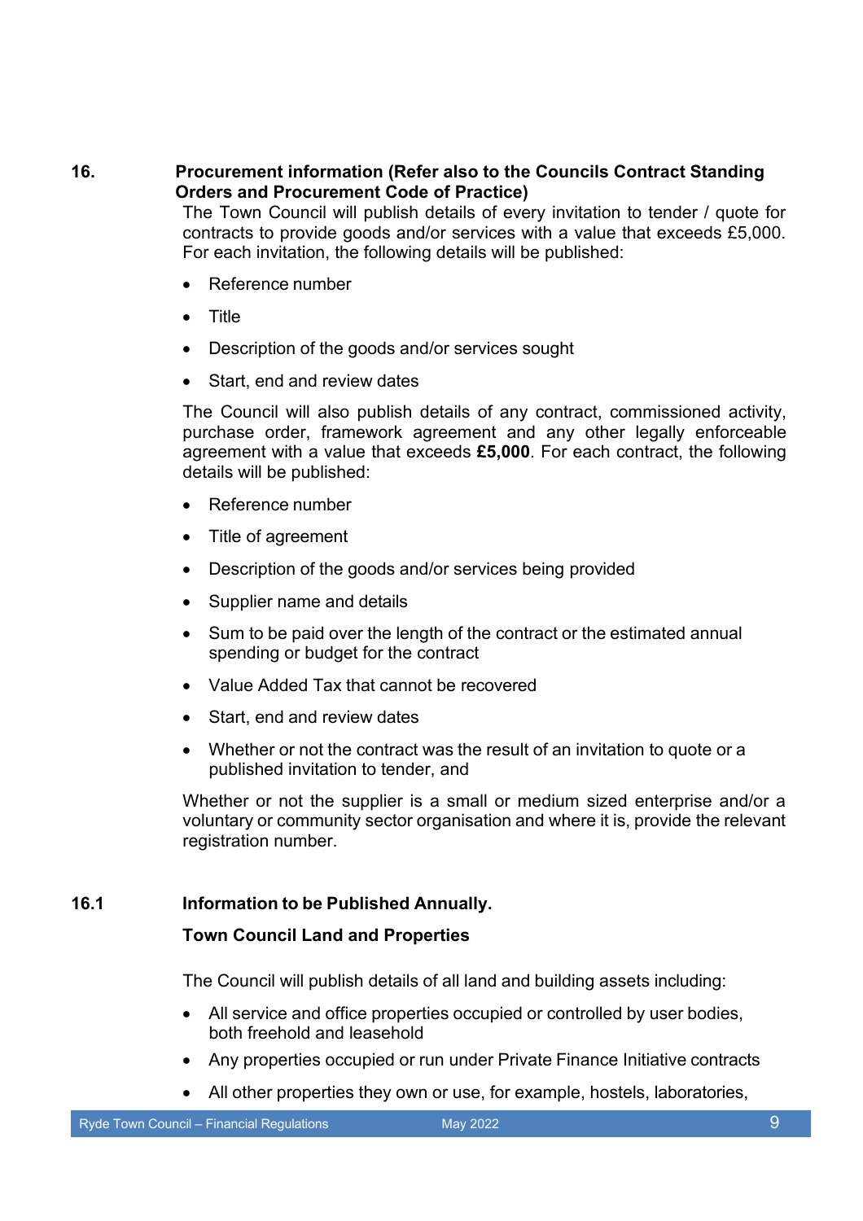## 16. Procurement information (Refer also to the Councils Contract Standing Orders and Procurement Code of Practice)

The Town Council will publish details of every invitation to tender / quote for contracts to provide goods and/or services with a value that exceeds £5,000. For each invitation, the following details will be published:

- Reference number
- Title
- Description of the goods and/or services sought
- Start, end and review dates

The Council will also publish details of any contract, commissioned activity, purchase order, framework agreement and any other legally enforceable agreement with a value that exceeds **£5,000**. For each contract, the following details will be published:

- Reference number
- Title of agreement
- Description of the goods and/or services being provided
- Supplier name and details
- Sum to be paid over the length of the contract or the estimated annual spending or budget for the contract
- Value Added Tax that cannot be recovered
- Start, end and review dates
- Whether or not the contract was the result of an invitation to quote or a published invitation to tender, and

Whether or not the supplier is a small or medium sized enterprise and/or a voluntary or community sector organisation and where it is, provide the relevant registration number.

## 16.1 Information to be Published Annually.

**Town Council Land and Properties**

The Council will publish details of all land and building assets including:

- All service and office properties occupied or controlled by user bodies, both freehold and leasehold
- Any properties occupied or run under Private Finance Initiative contracts
- All other properties they own or use, for example, hostels, laboratories,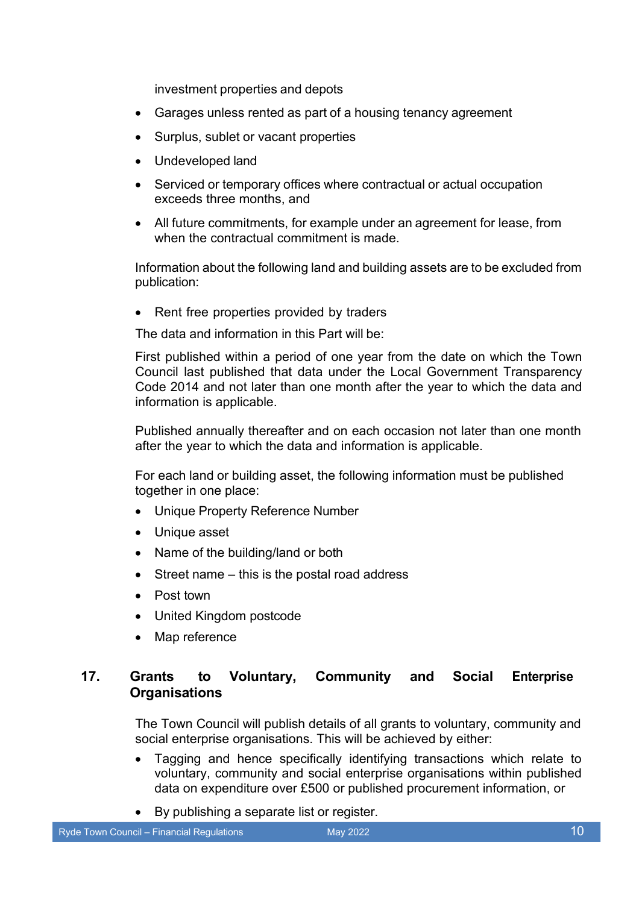investment properties and depots

- Garages unless rented as part of a housing tenancy agreement
- Surplus, sublet or vacant properties
- Undeveloped land
- Serviced or temporary offices where contractual or actual occupation exceeds three months, and
- All future commitments, for example under an agreement for lease, from when the contractual commitment is made.

Information about the following land and building assets are to be excluded from publication:

- Rent free properties provided by traders

The data and information in this Part will be:

First published within a period of one year from the date on which the Town Council last published that data under the Local Government Transparency Code 2014 and not later than one month after the year to which the data and information is applicable.

Published annually thereafter and on each occasion not later than one month after the year to which the data and information is applicable.

For each land or building asset, the following information must be published together in one place:

- Unique Property Reference Number
- Unique asset
- Name of the building/land or both
- Street name – this is the postal road address
- Post town
- United Kingdom postcode
- Map reference

## 17. Grants to Voluntary, Community and Social Enterprise Organisations

The Town Council will publish details of all grants to voluntary, community and social enterprise organisations. This will be achieved by either:

- Tagging and hence specifically identifying transactions which relate to voluntary, community and social enterprise organisations within published data on expenditure over £500 or published procurement information, or
- By publishing a separate list or register.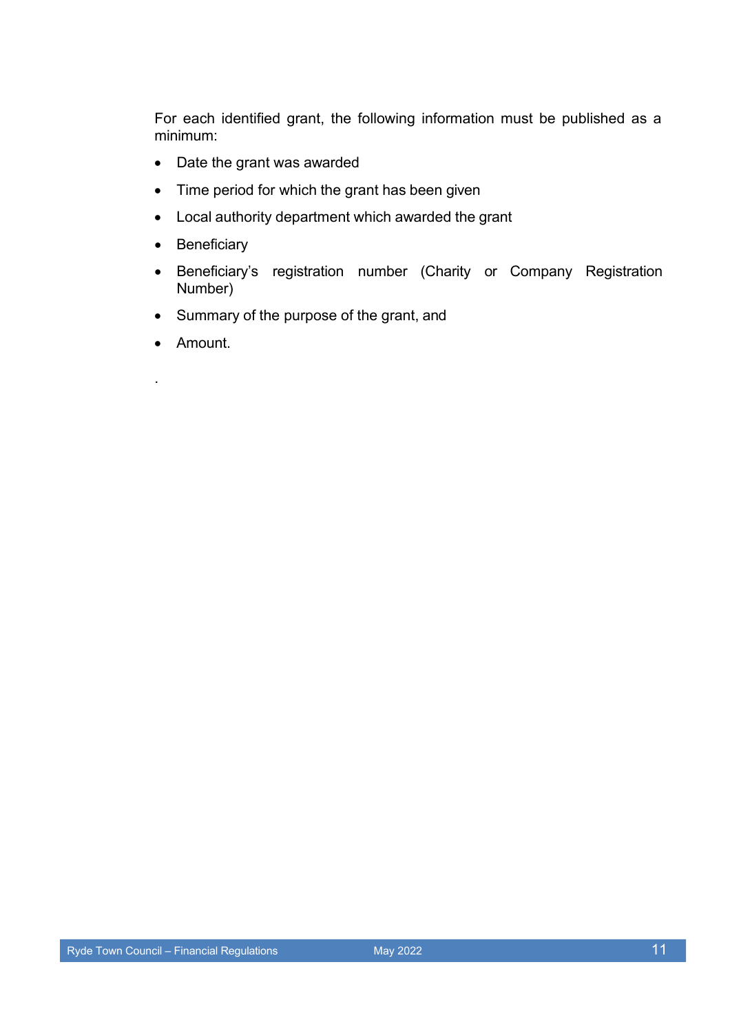For each identified grant, the following information must be published as a minimum:

- Date the grant was awarded
- Time period for which the grant has been given
- Local authority department which awarded the grant
- Beneficiary
- Beneficiary's registration number (Charity or Company Registration Number)
- Summary of the purpose of the grant, and
- Amount.

.